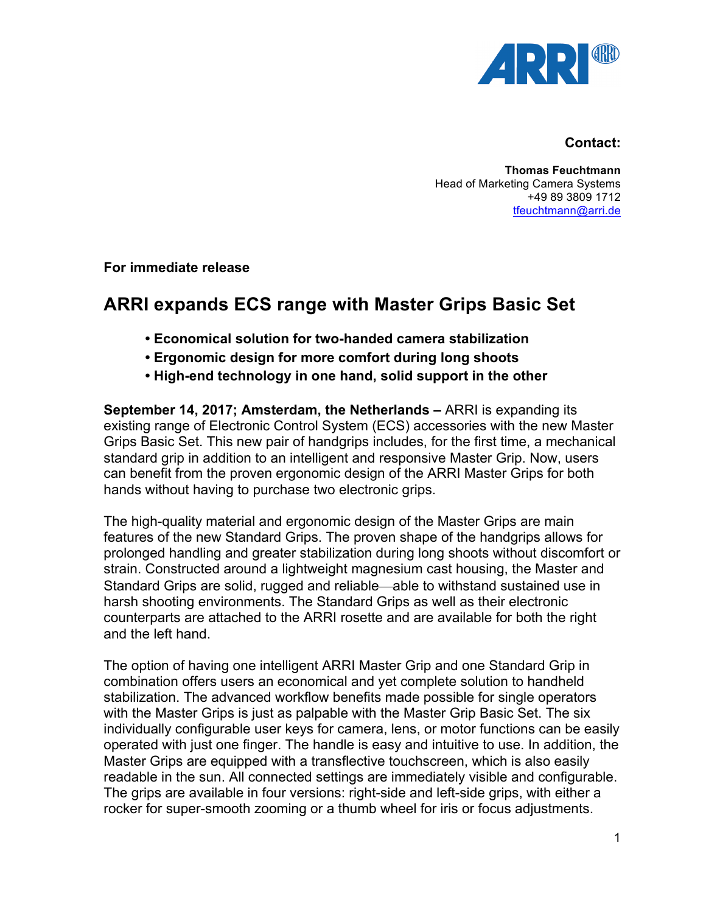**Contact:**

**Thomas Feuchtmann**
Head of Marketing Camera Systems
+49 89 3809 1712
tfeuchtmann@arri.de

**For immediate release**

# ARRI expands ECS range with Master Grips Basic Set

- **Economical solution for two-handed camera stabilization**
- **Ergonomic design for more comfort during long shoots**
- **High-end technology in one hand, solid support in the other**

**September 14, 2017; Amsterdam, the Netherlands –** ARRI is expanding its existing range of Electronic Control System (ECS) accessories with the new Master Grips Basic Set. This new pair of handgrips includes, for the first time, a mechanical standard grip in addition to an intelligent and responsive Master Grip. Now, users can benefit from the proven ergonomic design of the ARRI Master Grips for both hands without having to purchase two electronic grips.

The high-quality material and ergonomic design of the Master Grips are main features of the new Standard Grips. The proven shape of the handgrips allows for prolonged handling and greater stabilization during long shoots without discomfort or strain. Constructed around a lightweight magnesium cast housing, the Master and Standard Grips are solid, rugged and reliable—able to withstand sustained use in harsh shooting environments. The Standard Grips as well as their electronic counterparts are attached to the ARRI rosette and are available for both the right and the left hand.

The option of having one intelligent ARRI Master Grip and one Standard Grip in combination offers users an economical and yet complete solution to handheld stabilization. The advanced workflow benefits made possible for single operators with the Master Grips is just as palpable with the Master Grip Basic Set. The six individually configurable user keys for camera, lens, or motor functions can be easily operated with just one finger. The handle is easy and intuitive to use. In addition, the Master Grips are equipped with a transflective touchscreen, which is also easily readable in the sun. All connected settings are immediately visible and configurable. The grips are available in four versions: right-side and left-side grips, with either a rocker for super-smooth zooming or a thumb wheel for iris or focus adjustments.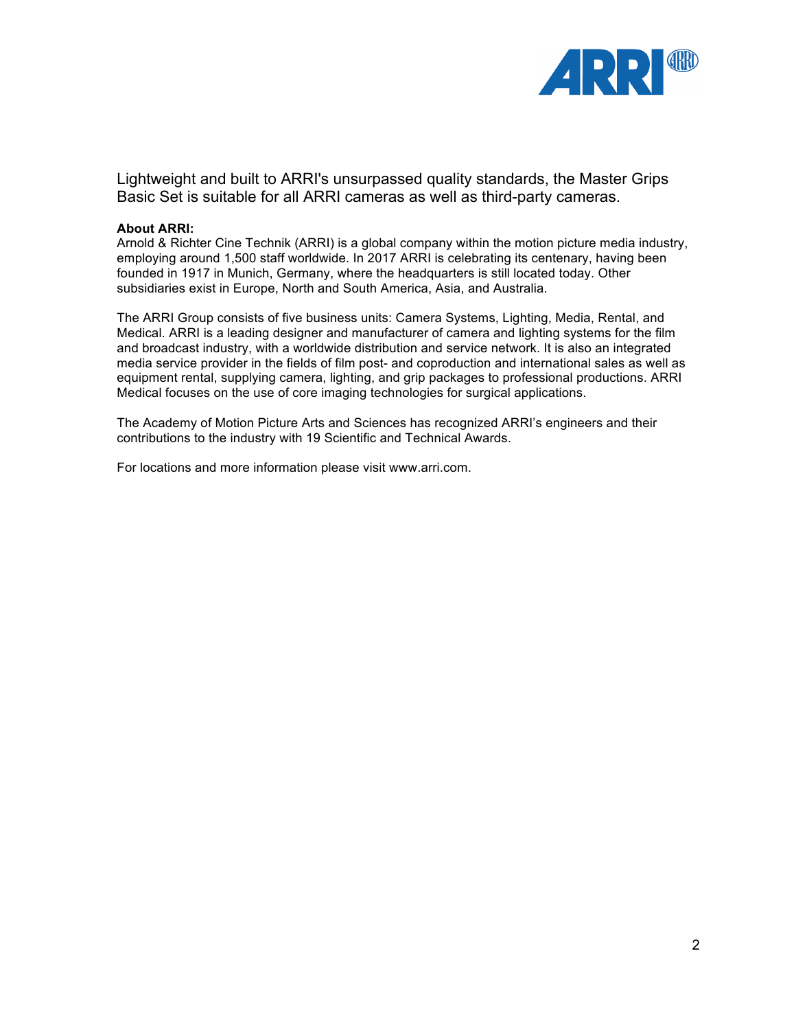Lightweight and built to ARRI's unsurpassed quality standards, the Master Grips Basic Set is suitable for all ARRI cameras as well as third-party cameras.

**About ARRI:**
Arnold & Richter Cine Technik (ARRI) is a global company within the motion picture media industry, employing around 1,500 staff worldwide. In 2017 ARRI is celebrating its centenary, having been founded in 1917 in Munich, Germany, where the headquarters is still located today. Other subsidiaries exist in Europe, North and South America, Asia, and Australia.

The ARRI Group consists of five business units: Camera Systems, Lighting, Media, Rental, and Medical. ARRI is a leading designer and manufacturer of camera and lighting systems for the film and broadcast industry, with a worldwide distribution and service network. It is also an integrated media service provider in the fields of film post- and coproduction and international sales as well as equipment rental, supplying camera, lighting, and grip packages to professional productions. ARRI Medical focuses on the use of core imaging technologies for surgical applications.

The Academy of Motion Picture Arts and Sciences has recognized ARRI's engineers and their contributions to the industry with 19 Scientific and Technical Awards.

For locations and more information please visit www.arri.com.